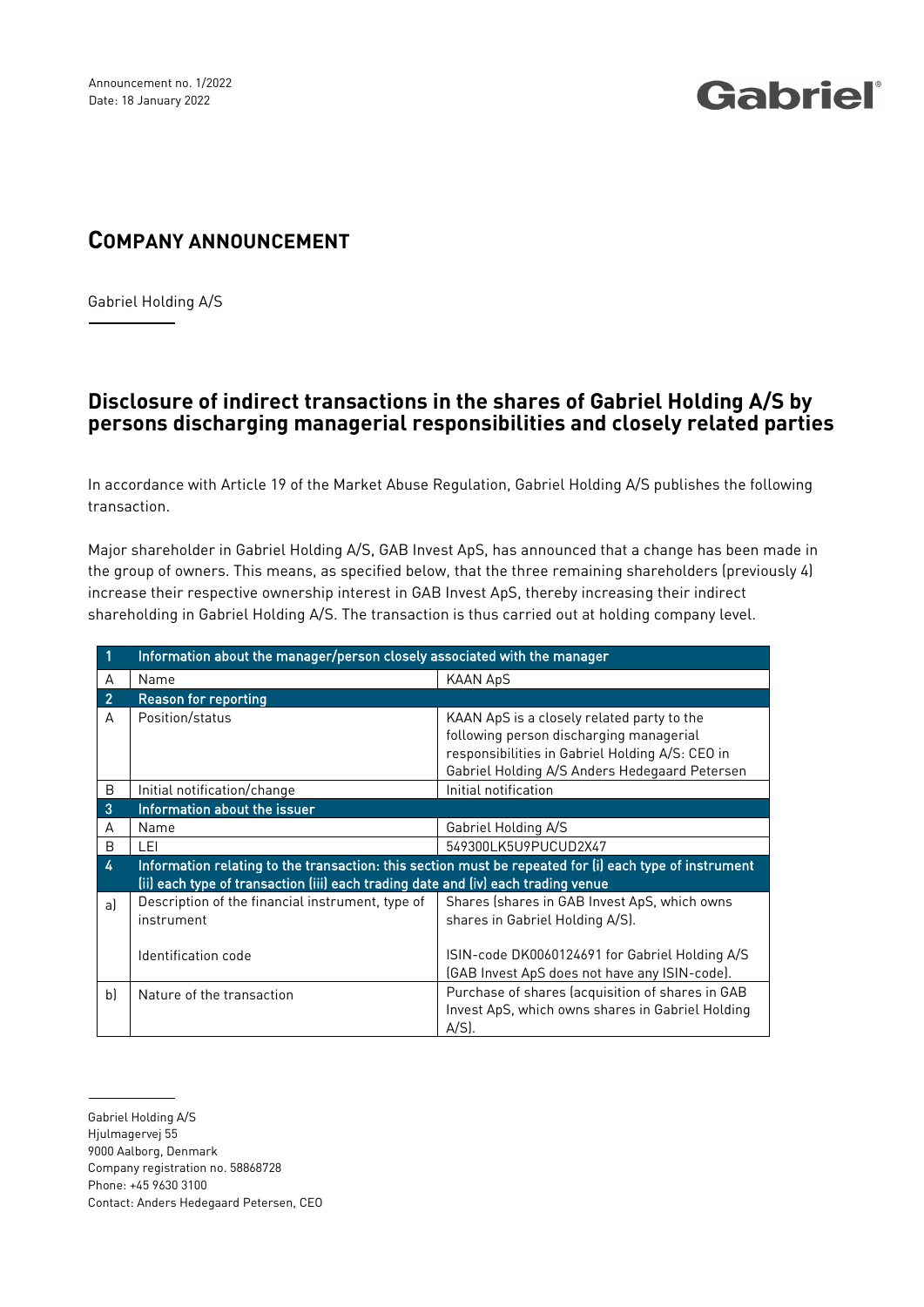Announcement no. 1/2022
Date: 18 January 2022

Gabriel®

# COMPANY ANNOUNCEMENT

Gabriel Holding A/S

## Disclosure of indirect transactions in the shares of Gabriel Holding A/S by persons discharging managerial responsibilities and closely related parties

In accordance with Article 19 of the Market Abuse Regulation, Gabriel Holding A/S publishes the following transaction.

Major shareholder in Gabriel Holding A/S, GAB Invest ApS, has announced that a change has been made in the group of owners. This means, as specified below, that the three remaining shareholders (previously 4) increase their respective ownership interest in GAB Invest ApS, thereby increasing their indirect shareholding in Gabriel Holding A/S. The transaction is thus carried out at holding company level.

| 1 | Information about the manager/person closely associated with the manager | |
|---|---|---|
| A | Name | KAAN ApS |
| **2** | **Reason for reporting** | |
| A | Position/status | KAAN ApS is a closely related party to the following person discharging managerial responsibilities in Gabriel Holding A/S: CEO in Gabriel Holding A/S Anders Hedegaard Petersen |
| B | Initial notification/change | Initial notification |
| **3** | **Information about the issuer** | |
| A | Name | Gabriel Holding A/S |
| B | LEI | 549300LK5U9PUCUD2X47 |
| **4** | **Information relating to the transaction: this section must be repeated for (i) each type of instrument (ii) each type of transaction (iii) each trading date and (iv) each trading venue** | |
| a) | Description of the financial instrument, type of instrument<br><br>Identification code | Shares (shares in GAB Invest ApS, which owns shares in Gabriel Holding A/S).<br><br>ISIN-code DK0060124691 for Gabriel Holding A/S (GAB Invest ApS does not have any ISIN-code). |
| b) | Nature of the transaction | Purchase of shares (acquisition of shares in GAB Invest ApS, which owns shares in Gabriel Holding A/S). |

Gabriel Holding A/S
Hjulmagervej 55
9000 Aalborg, Denmark
Company registration no. 58868728
Phone: +45 9630 3100
Contact: Anders Hedegaard Petersen, CEO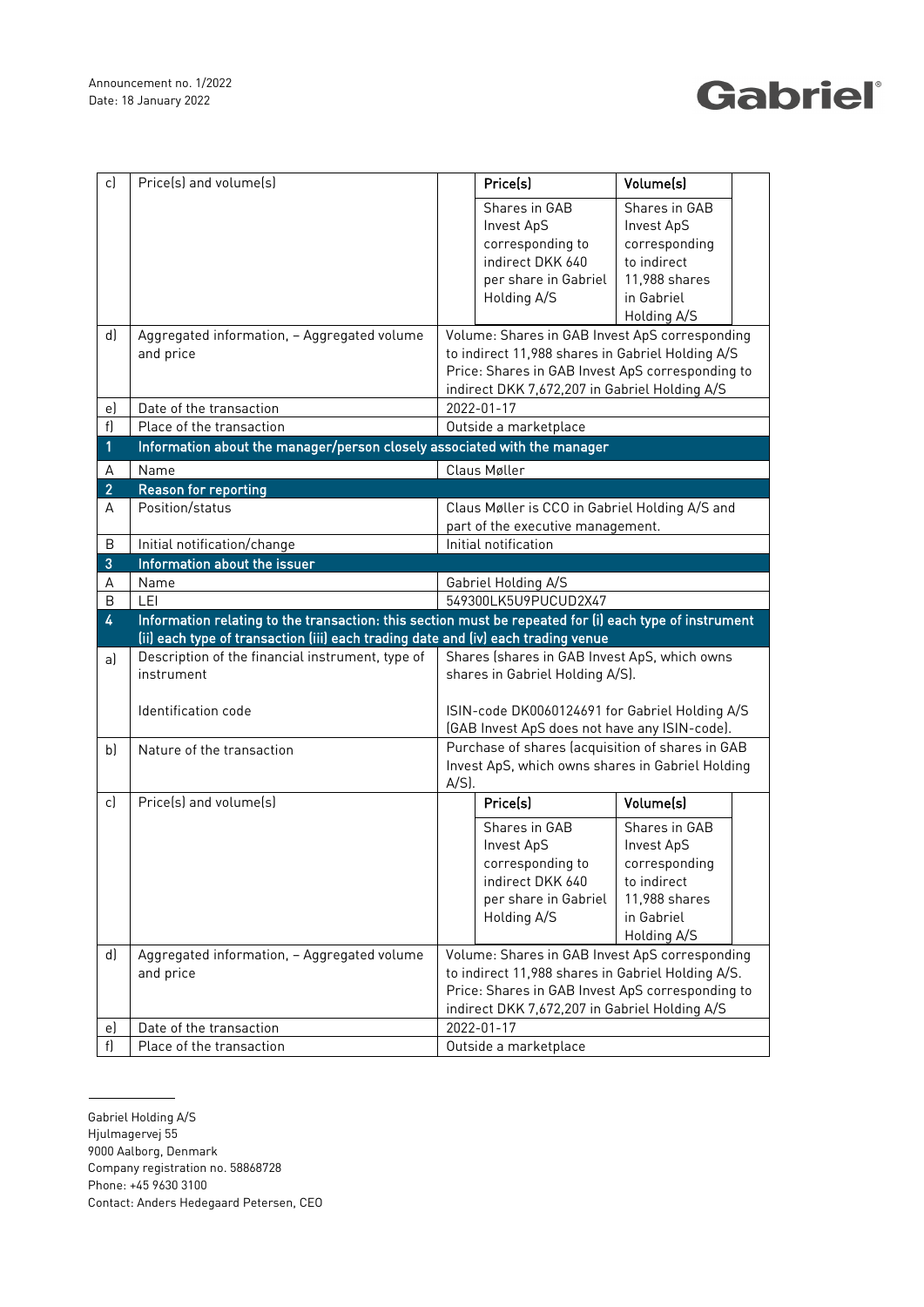| | | | | |
|---|---|---|---|---|
| c) | Price(s) and volume(s) | | **Price(s)** | **Volume(s)** |
| | | | Shares in GAB Invest ApS corresponding to indirect DKK 640 per share in Gabriel Holding A/S | Shares in GAB Invest ApS corresponding to indirect 11,988 shares in Gabriel Holding A/S |
| d) | Aggregated information, – Aggregated volume and price | Volume: Shares in GAB Invest ApS corresponding to indirect 11,988 shares in Gabriel Holding A/S<br>Price: Shares in GAB Invest ApS corresponding to indirect DKK 7,672,207 in Gabriel Holding A/S | | |
| e) | Date of the transaction | 2022-01-17 | | |
| f) | Place of the transaction | Outside a marketplace | | |
| **1** | **Information about the manager/person closely associated with the manager** | | | |
| A | Name | Claus Møller | | |
| **2** | **Reason for reporting** | | | |
| A | Position/status | Claus Møller is CCO in Gabriel Holding A/S and part of the executive management. | | |
| B | Initial notification/change | Initial notification | | |
| **3** | **Information about the issuer** | | | |
| A | Name | Gabriel Holding A/S | | |
| B | LEI | 549300LK5U9PUCUD2X47 | | |
| **4** | **Information relating to the transaction: this section must be repeated for (i) each type of instrument (ii) each type of transaction (iii) each trading date and (iv) each trading venue** | | | |
| a) | Description of the financial instrument, type of instrument<br><br>Identification code | Shares (shares in GAB Invest ApS, which owns shares in Gabriel Holding A/S).<br><br>ISIN-code DK0060124691 for Gabriel Holding A/S (GAB Invest ApS does not have any ISIN-code). | | |
| b) | Nature of the transaction | Purchase of shares (acquisition of shares in GAB Invest ApS, which owns shares in Gabriel Holding A/S). | | |
| c) | Price(s) and volume(s) | | **Price(s)** | **Volume(s)** |
| | | | Shares in GAB Invest ApS corresponding to indirect DKK 640 per share in Gabriel Holding A/S | Shares in GAB Invest ApS corresponding to indirect 11,988 shares in Gabriel Holding A/S |
| d) | Aggregated information, – Aggregated volume and price | Volume: Shares in GAB Invest ApS corresponding to indirect 11,988 shares in Gabriel Holding A/S.<br>Price: Shares in GAB Invest ApS corresponding to indirect DKK 7,672,207 in Gabriel Holding A/S | | |
| e) | Date of the transaction | 2022-01-17 | | |
| f) | Place of the transaction | Outside a marketplace | | |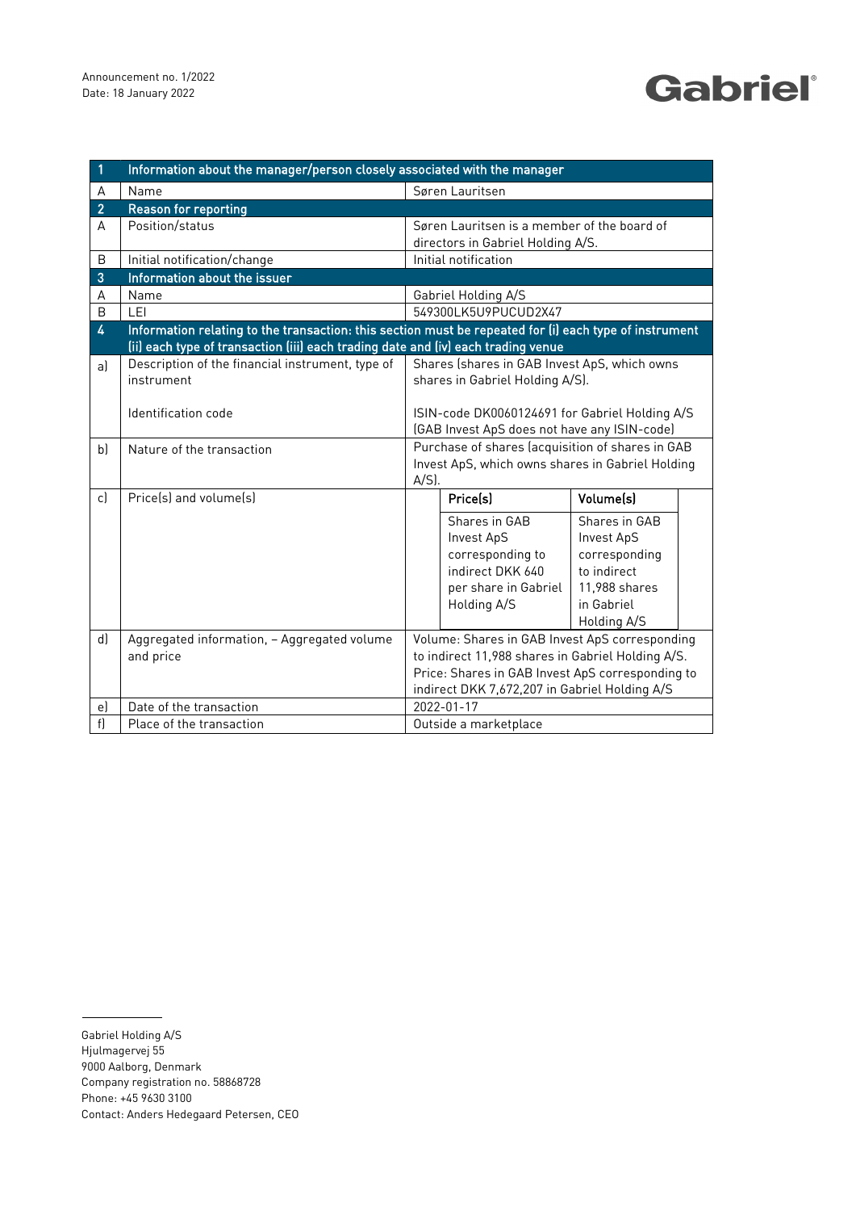Announcement no. 1/2022
Date: 18 January 2022

| 1 | Information about the manager/person closely associated with the manager | |
|---|---|---|
| A | Name | Søren Lauritsen |
| **2** | **Reason for reporting** | |
| A | Position/status | Søren Lauritsen is a member of the board of directors in Gabriel Holding A/S. |
| B | Initial notification/change | Initial notification |
| **3** | **Information about the issuer** | |
| A | Name | Gabriel Holding A/S |
| B | LEI | 549300LK5U9PUCUD2X47 |
| **4** | **Information relating to the transaction: this section must be repeated for (i) each type of instrument (ii) each type of transaction (iii) each trading date and (iv) each trading venue** | |
| a) | Description of the financial instrument, type of instrument<br><br>Identification code | Shares (shares in GAB Invest ApS, which owns shares in Gabriel Holding A/S).<br><br>ISIN-code DK0060124691 for Gabriel Holding A/S (GAB Invest ApS does not have any ISIN-code) |
| b) | Nature of the transaction | Purchase of shares (acquisition of shares in GAB Invest ApS, which owns shares in Gabriel Holding A/S). |
| c) | Price(s) and volume(s) | **Price(s):** Shares in GAB Invest ApS corresponding to indirect DKK 640 per share in Gabriel Holding A/S<br>**Volume(s):** Shares in GAB Invest ApS corresponding to indirect 11,988 shares in Gabriel Holding A/S |
| d) | Aggregated information, – Aggregated volume and price | Volume: Shares in GAB Invest ApS corresponding to indirect 11,988 shares in Gabriel Holding A/S.<br>Price: Shares in GAB Invest ApS corresponding to indirect DKK 7,672,207 in Gabriel Holding A/S |
| e) | Date of the transaction | 2022-01-17 |
| f) | Place of the transaction | Outside a marketplace |

Gabriel Holding A/S
Hjulmagervej 55
9000 Aalborg, Denmark
Company registration no. 58868728
Phone: +45 9630 3100
Contact: Anders Hedegaard Petersen, CEO